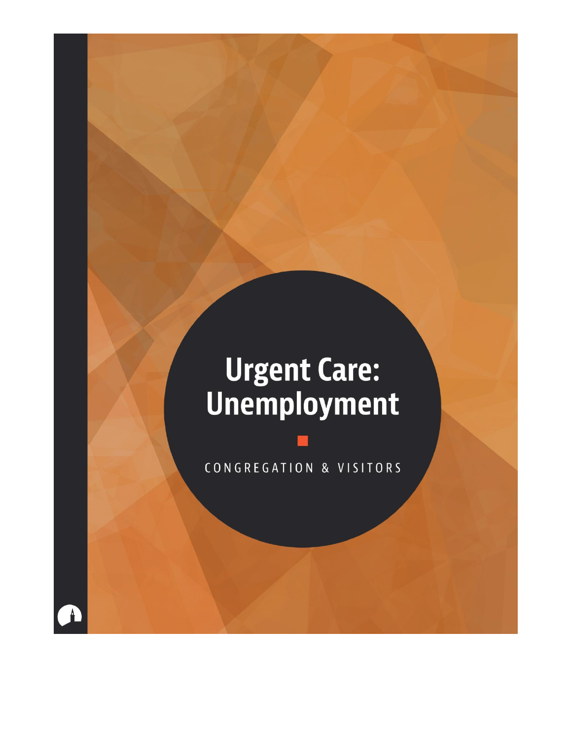# Urgent Care: Unemployment

CONGREGATION & VISITORS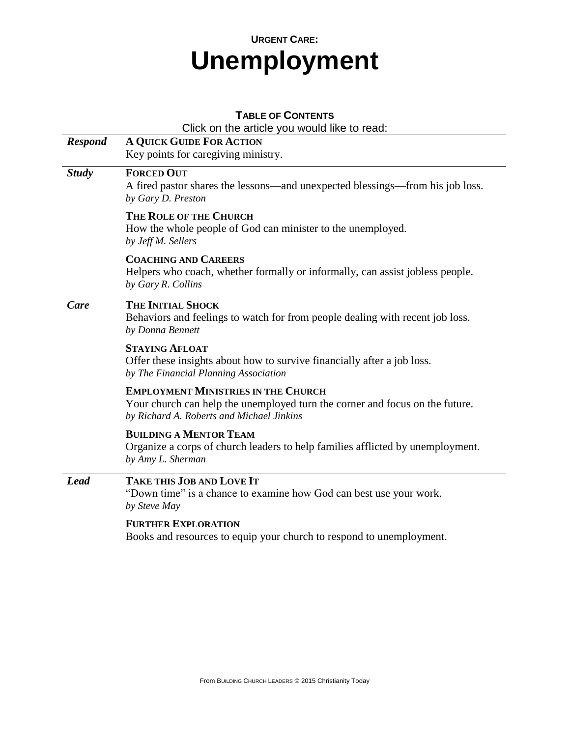**URGENT CARE:**

# Unemployment

## TABLE OF CONTENTS

Click on the article you would like to read:

***Respond***

**A QUICK GUIDE FOR ACTION**
Key points for caregiving ministry.

***Study***

**FORCED OUT**
A fired pastor shares the lessons—and unexpected blessings—from his job loss.
*by Gary D. Preston*

**THE ROLE OF THE CHURCH**
How the whole people of God can minister to the unemployed.
*by Jeff M. Sellers*

**COACHING AND CAREERS**
Helpers who coach, whether formally or informally, can assist jobless people.
*by Gary R. Collins*

***Care***

**THE INITIAL SHOCK**
Behaviors and feelings to watch for from people dealing with recent job loss.
*by Donna Bennett*

**STAYING AFLOAT**
Offer these insights about how to survive financially after a job loss.
*by The Financial Planning Association*

**EMPLOYMENT MINISTRIES IN THE CHURCH**
Your church can help the unemployed turn the corner and focus on the future.
*by Richard A. Roberts and Michael Jinkins*

**BUILDING A MENTOR TEAM**
Organize a corps of church leaders to help families afflicted by unemployment.
*by Amy L. Sherman*

***Lead***

**TAKE THIS JOB AND LOVE IT**
"Down time" is a chance to examine how God can best use your work.
*by Steve May*

**FURTHER EXPLORATION**
Books and resources to equip your church to respond to unemployment.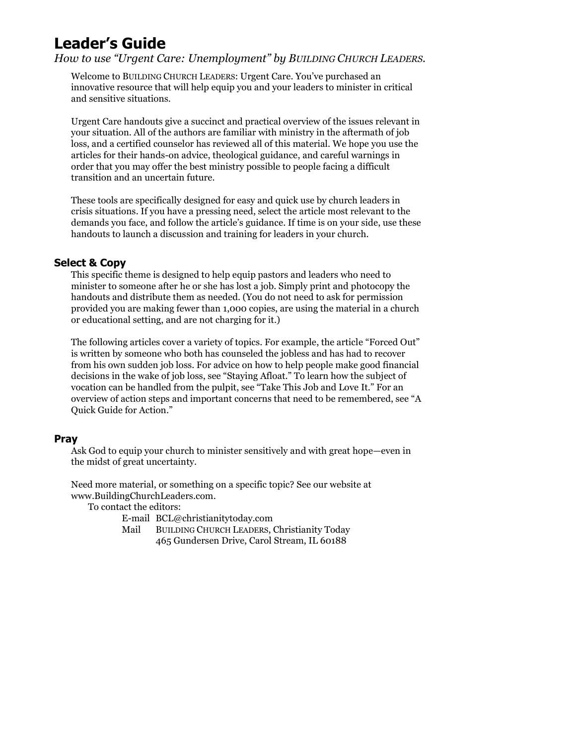# Leader's Guide

*How to use "Urgent Care: Unemployment" by BUILDING CHURCH LEADERS.*

Welcome to BUILDING CHURCH LEADERS: Urgent Care. You've purchased an innovative resource that will help equip you and your leaders to minister in critical and sensitive situations.

Urgent Care handouts give a succinct and practical overview of the issues relevant in your situation. All of the authors are familiar with ministry in the aftermath of job loss, and a certified counselor has reviewed all of this material. We hope you use the articles for their hands-on advice, theological guidance, and careful warnings in order that you may offer the best ministry possible to people facing a difficult transition and an uncertain future.

These tools are specifically designed for easy and quick use by church leaders in crisis situations. If you have a pressing need, select the article most relevant to the demands you face, and follow the article's guidance. If time is on your side, use these handouts to launch a discussion and training for leaders in your church.

## Select & Copy

This specific theme is designed to help equip pastors and leaders who need to minister to someone after he or she has lost a job. Simply print and photocopy the handouts and distribute them as needed. (You do not need to ask for permission provided you are making fewer than 1,000 copies, are using the material in a church or educational setting, and are not charging for it.)

The following articles cover a variety of topics. For example, the article "Forced Out" is written by someone who both has counseled the jobless and has had to recover from his own sudden job loss. For advice on how to help people make good financial decisions in the wake of job loss, see "Staying Afloat." To learn how the subject of vocation can be handled from the pulpit, see "Take This Job and Love It." For an overview of action steps and important concerns that need to be remembered, see "A Quick Guide for Action."

## Pray

Ask God to equip your church to minister sensitively and with great hope—even in the midst of great uncertainty.

Need more material, or something on a specific topic? See our website at www.BuildingChurchLeaders.com.

To contact the editors:

E-mail BCL@christianitytoday.com

Mail BUILDING CHURCH LEADERS, Christianity Today
465 Gundersen Drive, Carol Stream, IL 60188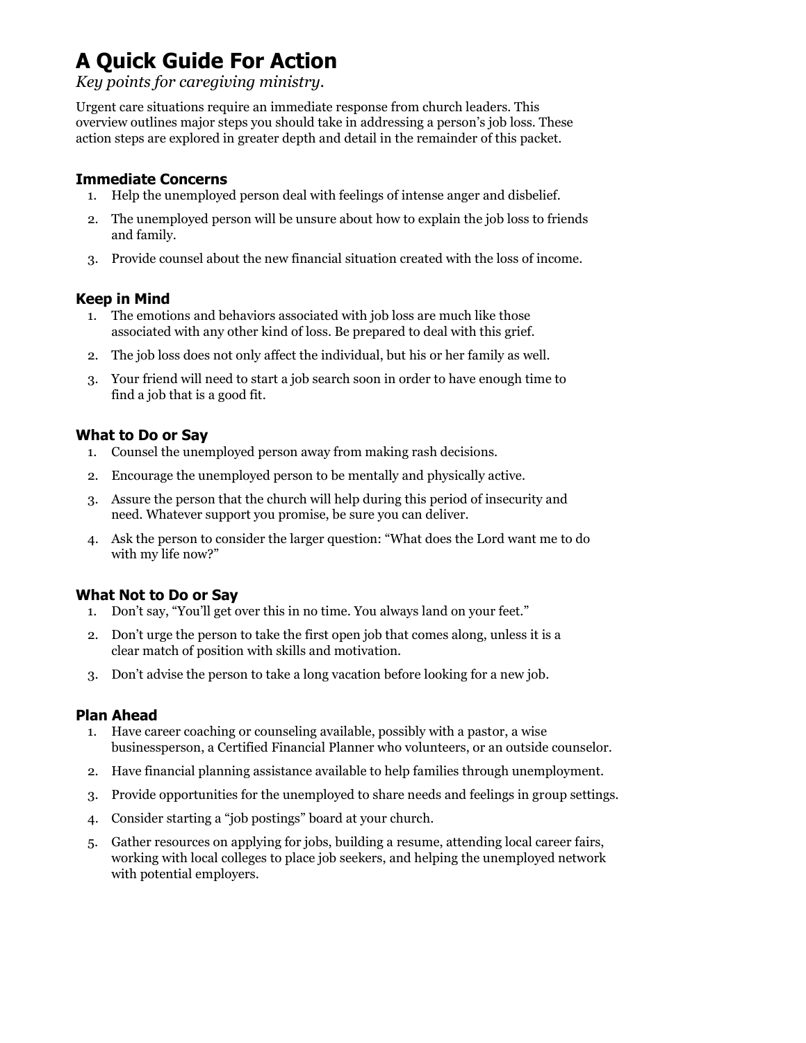# A Quick Guide For Action

*Key points for caregiving ministry.*

Urgent care situations require an immediate response from church leaders. This overview outlines major steps you should take in addressing a person's job loss. These action steps are explored in greater depth and detail in the remainder of this packet.

### Immediate Concerns

1. Help the unemployed person deal with feelings of intense anger and disbelief.
2. The unemployed person will be unsure about how to explain the job loss to friends and family.
3. Provide counsel about the new financial situation created with the loss of income.

### Keep in Mind

1. The emotions and behaviors associated with job loss are much like those associated with any other kind of loss. Be prepared to deal with this grief.
2. The job loss does not only affect the individual, but his or her family as well.
3. Your friend will need to start a job search soon in order to have enough time to find a job that is a good fit.

### What to Do or Say

1. Counsel the unemployed person away from making rash decisions.
2. Encourage the unemployed person to be mentally and physically active.
3. Assure the person that the church will help during this period of insecurity and need. Whatever support you promise, be sure you can deliver.
4. Ask the person to consider the larger question: "What does the Lord want me to do with my life now?"

### What Not to Do or Say

1. Don't say, "You'll get over this in no time. You always land on your feet."
2. Don't urge the person to take the first open job that comes along, unless it is a clear match of position with skills and motivation.
3. Don't advise the person to take a long vacation before looking for a new job.

### Plan Ahead

1. Have career coaching or counseling available, possibly with a pastor, a wise businessperson, a Certified Financial Planner who volunteers, or an outside counselor.
2. Have financial planning assistance available to help families through unemployment.
3. Provide opportunities for the unemployed to share needs and feelings in group settings.
4. Consider starting a "job postings" board at your church.
5. Gather resources on applying for jobs, building a resume, attending local career fairs, working with local colleges to place job seekers, and helping the unemployed network with potential employers.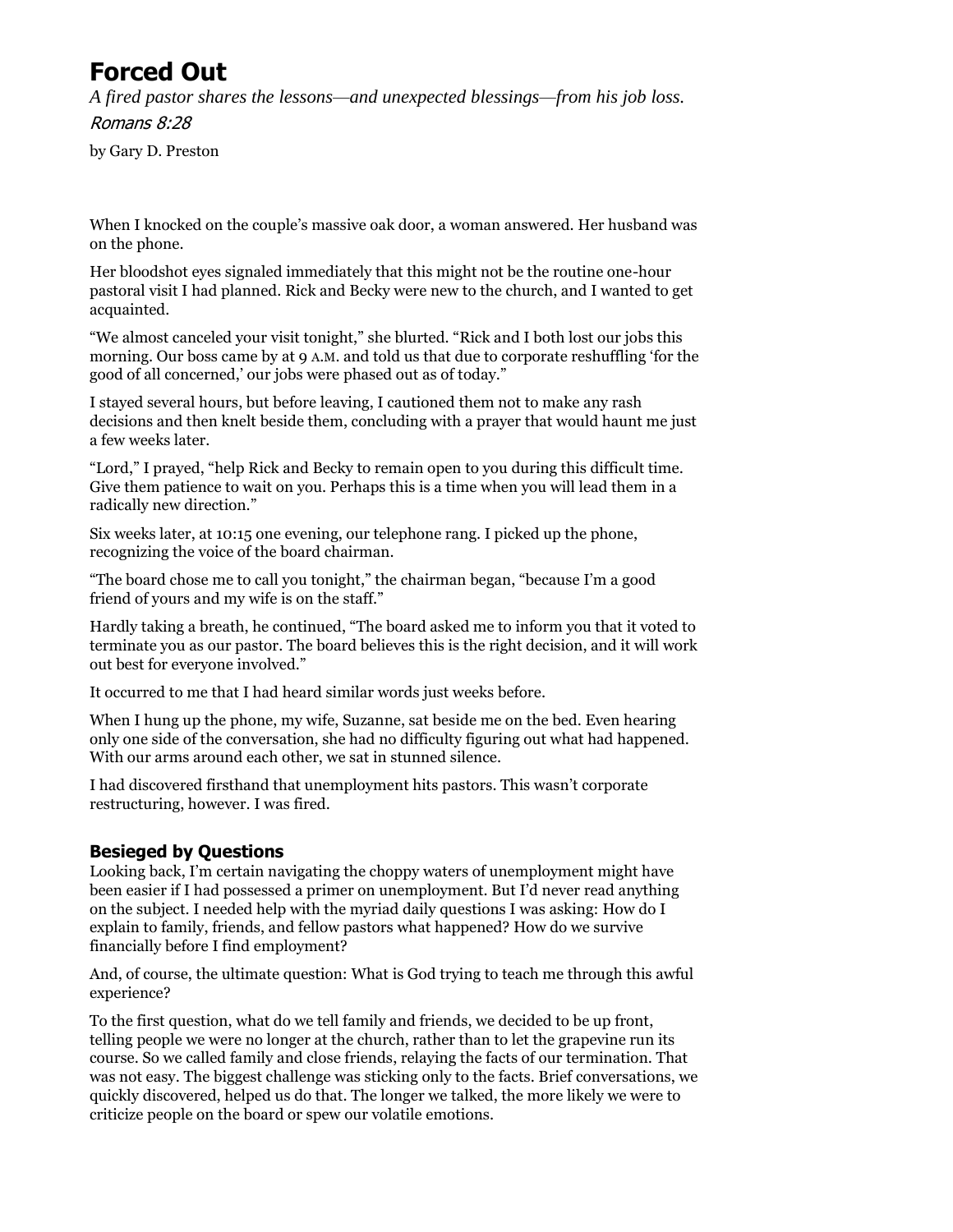# Forced Out

*A fired pastor shares the lessons—and unexpected blessings—from his job loss.*

*Romans 8:28*

by Gary D. Preston

When I knocked on the couple's massive oak door, a woman answered. Her husband was on the phone.

Her bloodshot eyes signaled immediately that this might not be the routine one-hour pastoral visit I had planned. Rick and Becky were new to the church, and I wanted to get acquainted.

"We almost canceled your visit tonight," she blurted. "Rick and I both lost our jobs this morning. Our boss came by at 9 A.M. and told us that due to corporate reshuffling 'for the good of all concerned,' our jobs were phased out as of today."

I stayed several hours, but before leaving, I cautioned them not to make any rash decisions and then knelt beside them, concluding with a prayer that would haunt me just a few weeks later.

"Lord," I prayed, "help Rick and Becky to remain open to you during this difficult time. Give them patience to wait on you. Perhaps this is a time when you will lead them in a radically new direction."

Six weeks later, at 10:15 one evening, our telephone rang. I picked up the phone, recognizing the voice of the board chairman.

"The board chose me to call you tonight," the chairman began, "because I'm a good friend of yours and my wife is on the staff."

Hardly taking a breath, he continued, "The board asked me to inform you that it voted to terminate you as our pastor. The board believes this is the right decision, and it will work out best for everyone involved."

It occurred to me that I had heard similar words just weeks before.

When I hung up the phone, my wife, Suzanne, sat beside me on the bed. Even hearing only one side of the conversation, she had no difficulty figuring out what had happened. With our arms around each other, we sat in stunned silence.

I had discovered firsthand that unemployment hits pastors. This wasn't corporate restructuring, however. I was fired.

## Besieged by Questions

Looking back, I'm certain navigating the choppy waters of unemployment might have been easier if I had possessed a primer on unemployment. But I'd never read anything on the subject. I needed help with the myriad daily questions I was asking: How do I explain to family, friends, and fellow pastors what happened? How do we survive financially before I find employment?

And, of course, the ultimate question: What is God trying to teach me through this awful experience?

To the first question, what do we tell family and friends, we decided to be up front, telling people we were no longer at the church, rather than to let the grapevine run its course. So we called family and close friends, relaying the facts of our termination. That was not easy. The biggest challenge was sticking only to the facts. Brief conversations, we quickly discovered, helped us do that. The longer we talked, the more likely we were to criticize people on the board or spew our volatile emotions.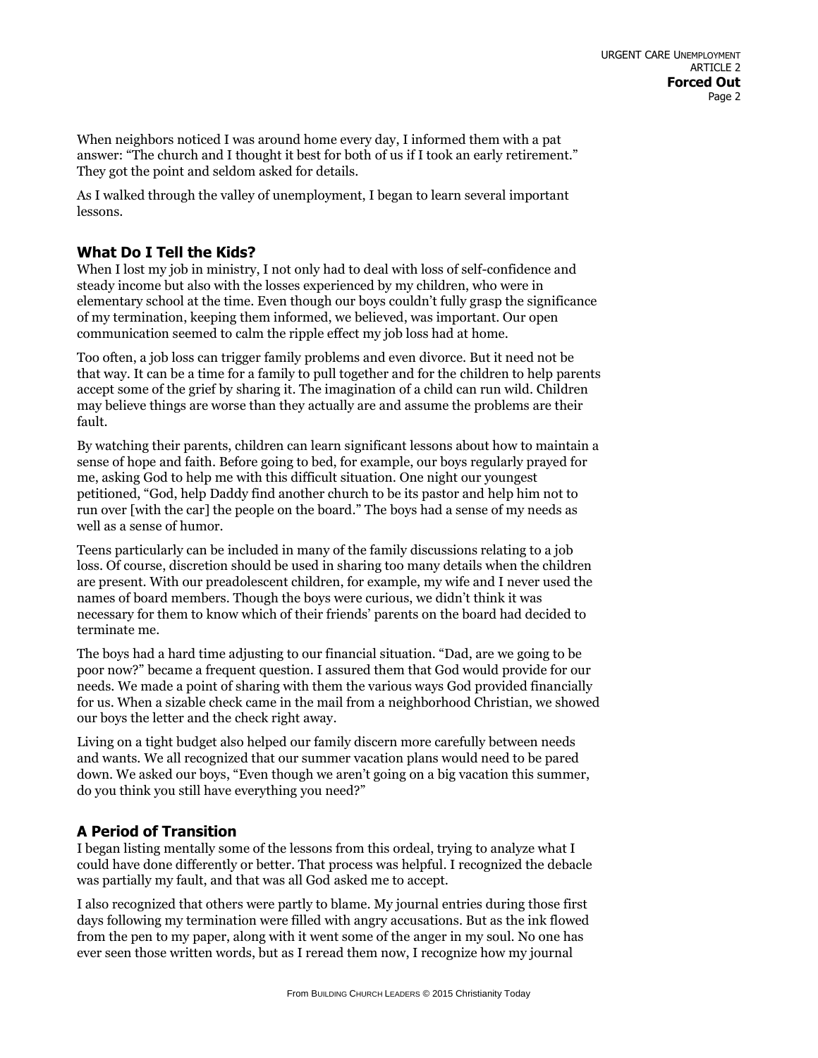When neighbors noticed I was around home every day, I informed them with a pat answer: "The church and I thought it best for both of us if I took an early retirement." They got the point and seldom asked for details.

As I walked through the valley of unemployment, I began to learn several important lessons.

### What Do I Tell the Kids?

When I lost my job in ministry, I not only had to deal with loss of self-confidence and steady income but also with the losses experienced by my children, who were in elementary school at the time. Even though our boys couldn't fully grasp the significance of my termination, keeping them informed, we believed, was important. Our open communication seemed to calm the ripple effect my job loss had at home.

Too often, a job loss can trigger family problems and even divorce. But it need not be that way. It can be a time for a family to pull together and for the children to help parents accept some of the grief by sharing it. The imagination of a child can run wild. Children may believe things are worse than they actually are and assume the problems are their fault.

By watching their parents, children can learn significant lessons about how to maintain a sense of hope and faith. Before going to bed, for example, our boys regularly prayed for me, asking God to help me with this difficult situation. One night our youngest petitioned, "God, help Daddy find another church to be its pastor and help him not to run over [with the car] the people on the board." The boys had a sense of my needs as well as a sense of humor.

Teens particularly can be included in many of the family discussions relating to a job loss. Of course, discretion should be used in sharing too many details when the children are present. With our preadolescent children, for example, my wife and I never used the names of board members. Though the boys were curious, we didn't think it was necessary for them to know which of their friends' parents on the board had decided to terminate me.

The boys had a hard time adjusting to our financial situation. "Dad, are we going to be poor now?" became a frequent question. I assured them that God would provide for our needs. We made a point of sharing with them the various ways God provided financially for us. When a sizable check came in the mail from a neighborhood Christian, we showed our boys the letter and the check right away.

Living on a tight budget also helped our family discern more carefully between needs and wants. We all recognized that our summer vacation plans would need to be pared down. We asked our boys, "Even though we aren't going on a big vacation this summer, do you think you still have everything you need?"

### A Period of Transition

I began listing mentally some of the lessons from this ordeal, trying to analyze what I could have done differently or better. That process was helpful. I recognized the debacle was partially my fault, and that was all God asked me to accept.

I also recognized that others were partly to blame. My journal entries during those first days following my termination were filled with angry accusations. But as the ink flowed from the pen to my paper, along with it went some of the anger in my soul. No one has ever seen those written words, but as I reread them now, I recognize how my journal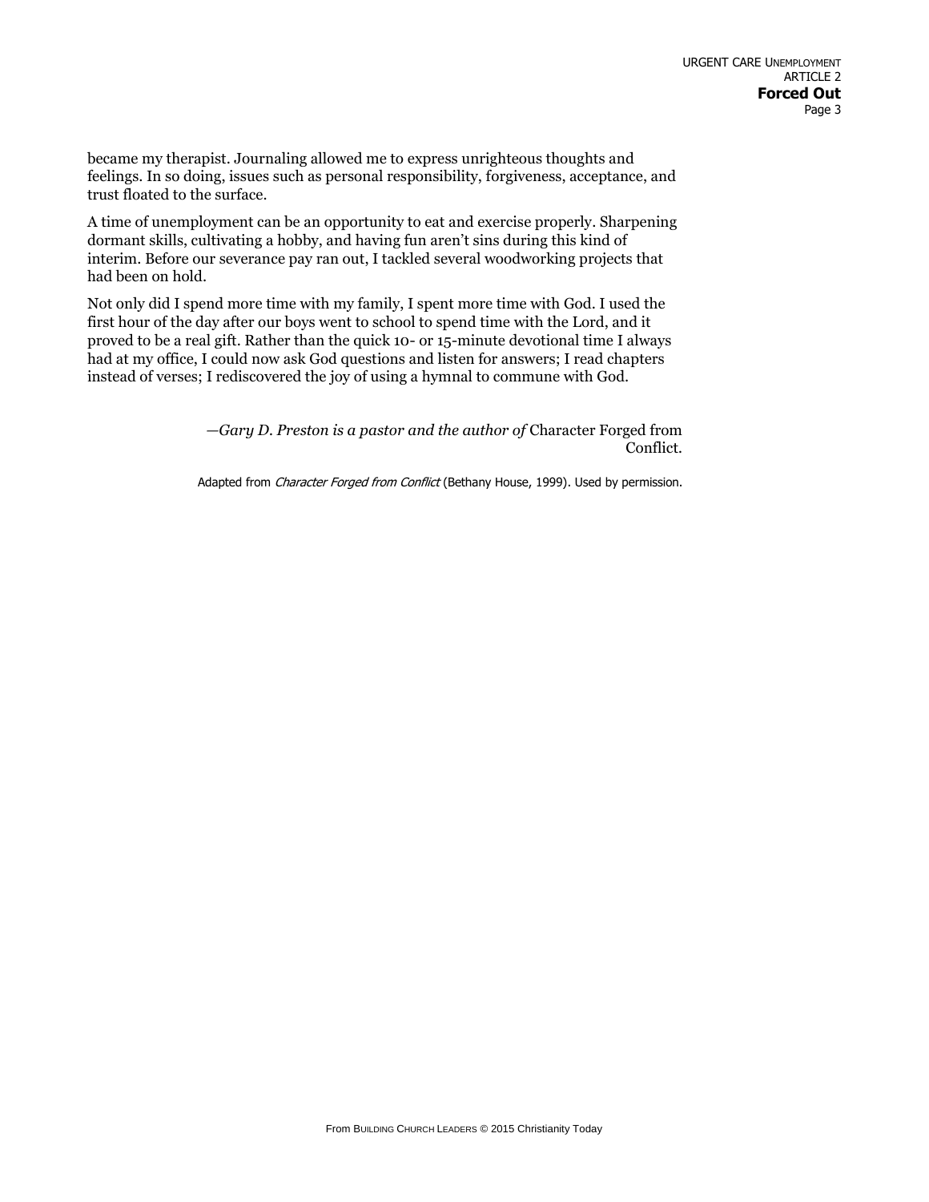became my therapist. Journaling allowed me to express unrighteous thoughts and feelings. In so doing, issues such as personal responsibility, forgiveness, acceptance, and trust floated to the surface.

A time of unemployment can be an opportunity to eat and exercise properly. Sharpening dormant skills, cultivating a hobby, and having fun aren't sins during this kind of interim. Before our severance pay ran out, I tackled several woodworking projects that had been on hold.

Not only did I spend more time with my family, I spent more time with God. I used the first hour of the day after our boys went to school to spend time with the Lord, and it proved to be a real gift. Rather than the quick 10- or 15-minute devotional time I always had at my office, I could now ask God questions and listen for answers; I read chapters instead of verses; I rediscovered the joy of using a hymnal to commune with God.

—*Gary D. Preston is a pastor and the author of* Character Forged from Conflict.

Adapted from *Character Forged from Conflict* (Bethany House, 1999). Used by permission.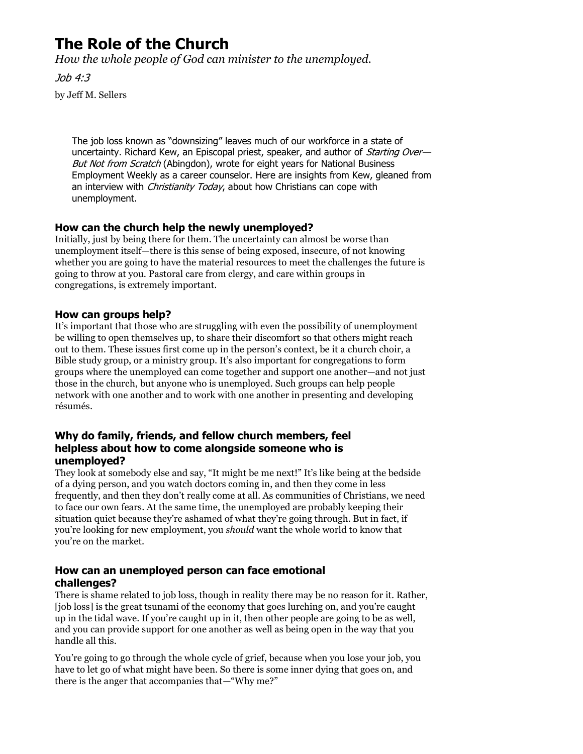# The Role of the Church

*How the whole people of God can minister to the unemployed.*

*Job 4:3*

by Jeff M. Sellers

> The job loss known as "downsizing" leaves much of our workforce in a state of uncertainty. Richard Kew, an Episcopal priest, speaker, and author of *Starting Over—But Not from Scratch* (Abingdon), wrote for eight years for National Business Employment Weekly as a career counselor. Here are insights from Kew, gleaned from an interview with *Christianity Today*, about how Christians can cope with unemployment.

### How can the church help the newly unemployed?

Initially, just by being there for them. The uncertainty can almost be worse than unemployment itself—there is this sense of being exposed, insecure, of not knowing whether you are going to have the material resources to meet the challenges the future is going to throw at you. Pastoral care from clergy, and care within groups in congregations, is extremely important.

### How can groups help?

It's important that those who are struggling with even the possibility of unemployment be willing to open themselves up, to share their discomfort so that others might reach out to them. These issues first come up in the person's context, be it a church choir, a Bible study group, or a ministry group. It's also important for congregations to form groups where the unemployed can come together and support one another—and not just those in the church, but anyone who is unemployed. Such groups can help people network with one another and to work with one another in presenting and developing résumés.

### Why do family, friends, and fellow church members, feel helpless about how to come alongside someone who is unemployed?

They look at somebody else and say, "It might be me next!" It's like being at the bedside of a dying person, and you watch doctors coming in, and then they come in less frequently, and then they don't really come at all. As communities of Christians, we need to face our own fears. At the same time, the unemployed are probably keeping their situation quiet because they're ashamed of what they're going through. But in fact, if you're looking for new employment, you *should* want the whole world to know that you're on the market.

### How can an unemployed person can face emotional challenges?

There is shame related to job loss, though in reality there may be no reason for it. Rather, [job loss] is the great tsunami of the economy that goes lurching on, and you're caught up in the tidal wave. If you're caught up in it, then other people are going to be as well, and you can provide support for one another as well as being open in the way that you handle all this.

You're going to go through the whole cycle of grief, because when you lose your job, you have to let go of what might have been. So there is some inner dying that goes on, and there is the anger that accompanies that—"Why me?"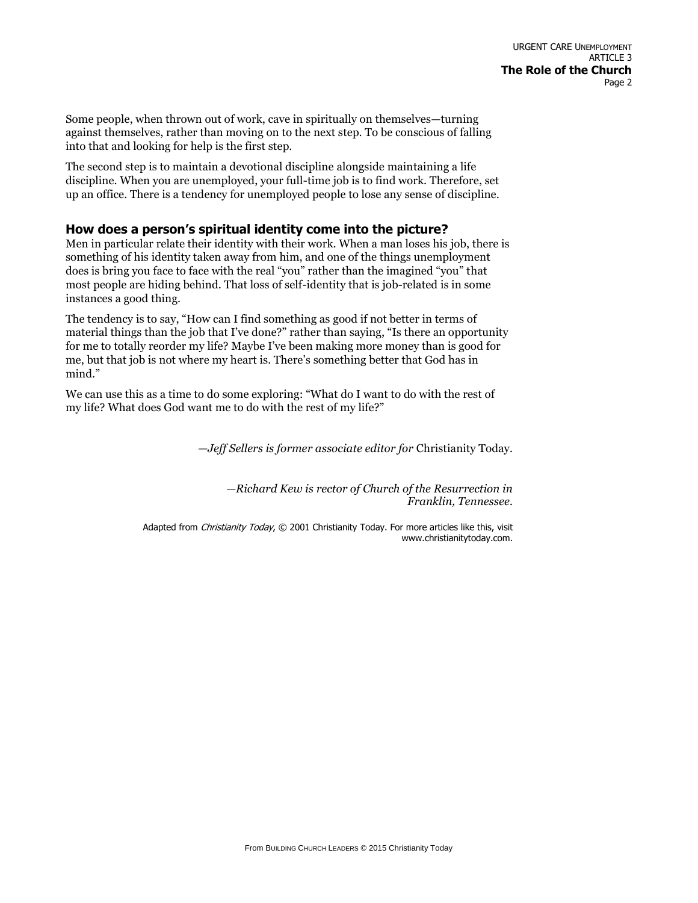Some people, when thrown out of work, cave in spiritually on themselves—turning against themselves, rather than moving on to the next step. To be conscious of falling into that and looking for help is the first step.

The second step is to maintain a devotional discipline alongside maintaining a life discipline. When you are unemployed, your full-time job is to find work. Therefore, set up an office. There is a tendency for unemployed people to lose any sense of discipline.

## How does a person's spiritual identity come into the picture?

Men in particular relate their identity with their work. When a man loses his job, there is something of his identity taken away from him, and one of the things unemployment does is bring you face to face with the real "you" rather than the imagined "you" that most people are hiding behind. That loss of self-identity that is job-related is in some instances a good thing.

The tendency is to say, "How can I find something as good if not better in terms of material things than the job that I've done?" rather than saying, "Is there an opportunity for me to totally reorder my life? Maybe I've been making more money than is good for me, but that job is not where my heart is. There's something better that God has in mind."

We can use this as a time to do some exploring: "What do I want to do with the rest of my life? What does God want me to do with the rest of my life?"

*—Jeff Sellers is former associate editor for* Christianity Today.

*—Richard Kew is rector of Church of the Resurrection in Franklin, Tennessee.*

Adapted from *Christianity Today*, © 2001 Christianity Today. For more articles like this, visit www.christianitytoday.com.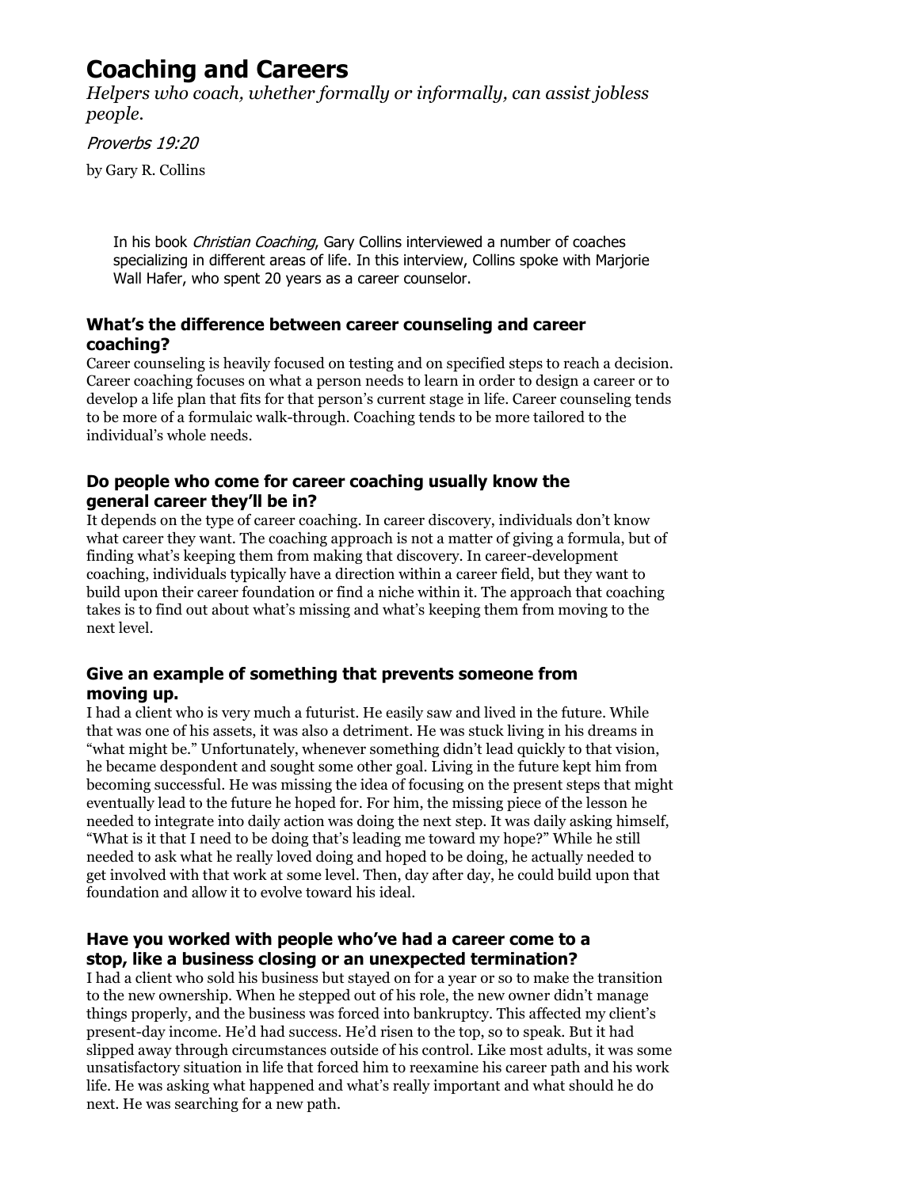# Coaching and Careers

*Helpers who coach, whether formally or informally, can assist jobless people.*

*Proverbs 19:20*

by Gary R. Collins

> In his book *Christian Coaching*, Gary Collins interviewed a number of coaches specializing in different areas of life. In this interview, Collins spoke with Marjorie Wall Hafer, who spent 20 years as a career counselor.

### What's the difference between career counseling and career coaching?

Career counseling is heavily focused on testing and on specified steps to reach a decision. Career coaching focuses on what a person needs to learn in order to design a career or to develop a life plan that fits for that person's current stage in life. Career counseling tends to be more of a formulaic walk-through. Coaching tends to be more tailored to the individual's whole needs.

### Do people who come for career coaching usually know the general career they'll be in?

It depends on the type of career coaching. In career discovery, individuals don't know what career they want. The coaching approach is not a matter of giving a formula, but of finding what's keeping them from making that discovery. In career-development coaching, individuals typically have a direction within a career field, but they want to build upon their career foundation or find a niche within it. The approach that coaching takes is to find out about what's missing and what's keeping them from moving to the next level.

### Give an example of something that prevents someone from moving up.

I had a client who is very much a futurist. He easily saw and lived in the future. While that was one of his assets, it was also a detriment. He was stuck living in his dreams in "what might be." Unfortunately, whenever something didn't lead quickly to that vision, he became despondent and sought some other goal. Living in the future kept him from becoming successful. He was missing the idea of focusing on the present steps that might eventually lead to the future he hoped for. For him, the missing piece of the lesson he needed to integrate into daily action was doing the next step. It was daily asking himself, "What is it that I need to be doing that's leading me toward my hope?" While he still needed to ask what he really loved doing and hoped to be doing, he actually needed to get involved with that work at some level. Then, day after day, he could build upon that foundation and allow it to evolve toward his ideal.

### Have you worked with people who've had a career come to a stop, like a business closing or an unexpected termination?

I had a client who sold his business but stayed on for a year or so to make the transition to the new ownership. When he stepped out of his role, the new owner didn't manage things properly, and the business was forced into bankruptcy. This affected my client's present-day income. He'd had success. He'd risen to the top, so to speak. But it had slipped away through circumstances outside of his control. Like most adults, it was some unsatisfactory situation in life that forced him to reexamine his career path and his work life. He was asking what happened and what's really important and what should he do next. He was searching for a new path.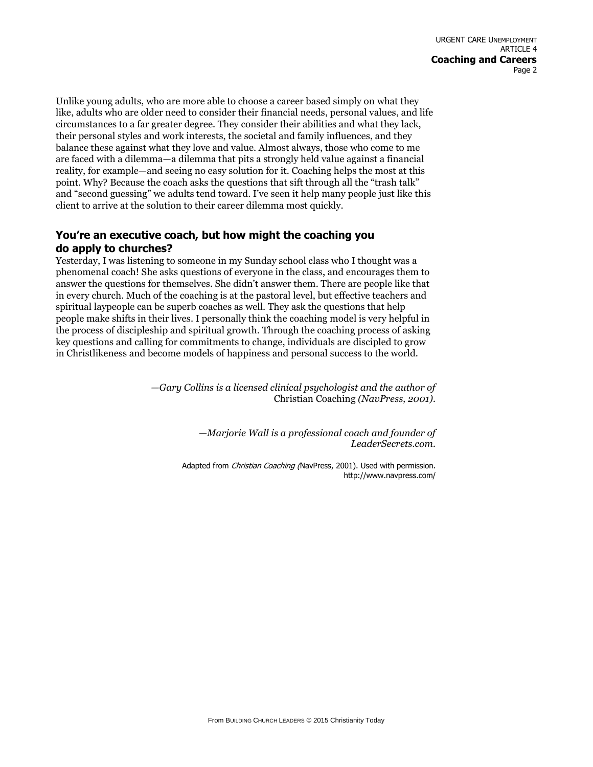Unlike young adults, who are more able to choose a career based simply on what they like, adults who are older need to consider their financial needs, personal values, and life circumstances to a far greater degree. They consider their abilities and what they lack, their personal styles and work interests, the societal and family influences, and they balance these against what they love and value. Almost always, those who come to me are faced with a dilemma—a dilemma that pits a strongly held value against a financial reality, for example—and seeing no easy solution for it. Coaching helps the most at this point. Why? Because the coach asks the questions that sift through all the "trash talk" and "second guessing" we adults tend toward. I've seen it help many people just like this client to arrive at the solution to their career dilemma most quickly.

## You're an executive coach, but how might the coaching you do apply to churches?

Yesterday, I was listening to someone in my Sunday school class who I thought was a phenomenal coach! She asks questions of everyone in the class, and encourages them to answer the questions for themselves. She didn't answer them. There are people like that in every church. Much of the coaching is at the pastoral level, but effective teachers and spiritual laypeople can be superb coaches as well. They ask the questions that help people make shifts in their lives. I personally think the coaching model is very helpful in the process of discipleship and spiritual growth. Through the coaching process of asking key questions and calling for commitments to change, individuals are discipled to grow in Christlikeness and become models of happiness and personal success to the world.

*—Gary Collins is a licensed clinical psychologist and the author of* Christian Coaching *(NavPress, 2001).*

*—Marjorie Wall is a professional coach and founder of LeaderSecrets.com.*

Adapted from *Christian Coaching (*NavPress, 2001). Used with permission. http://www.navpress.com/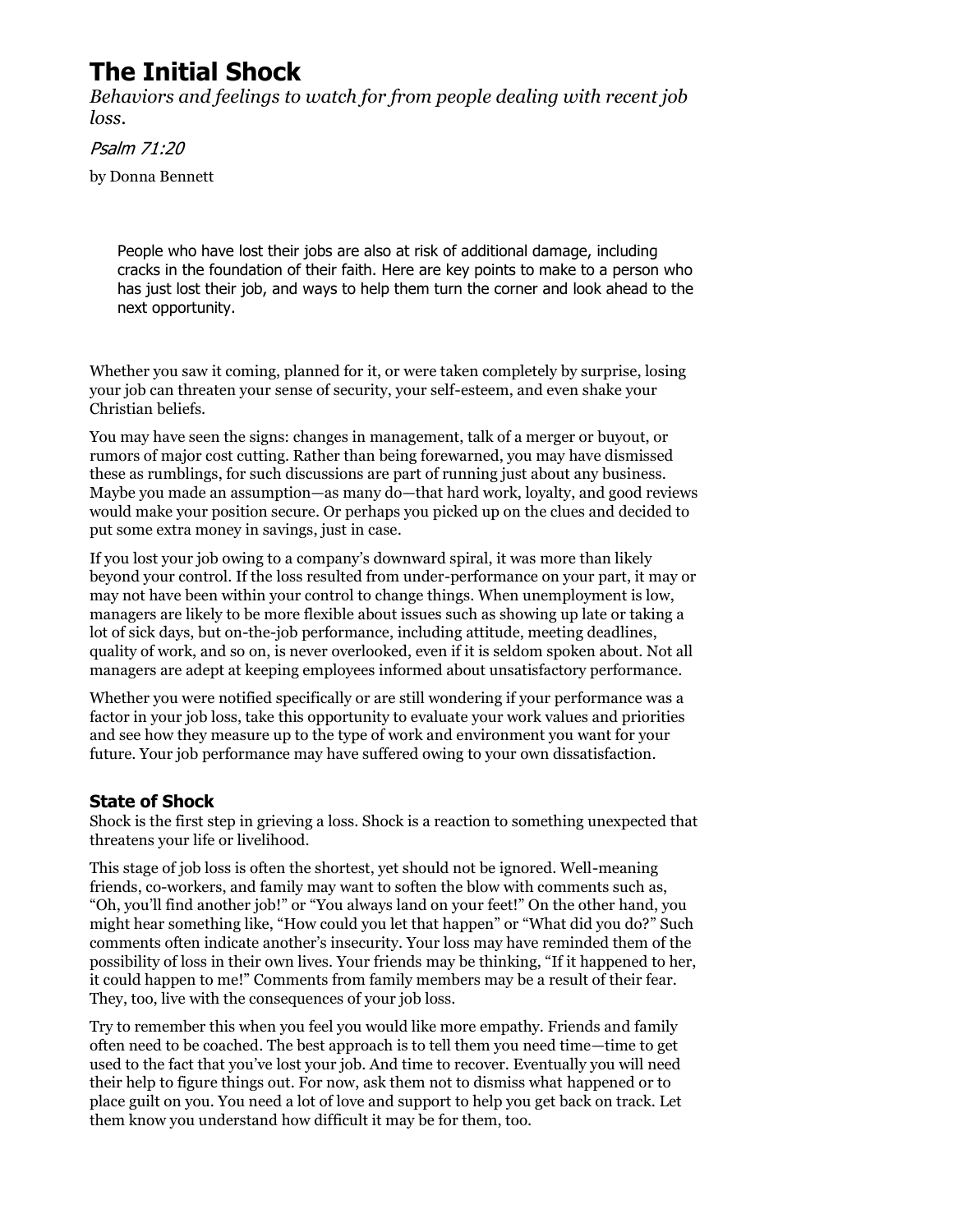# The Initial Shock

*Behaviors and feelings to watch for from people dealing with recent job loss.*

*Psalm 71:20*

by Donna Bennett

> People who have lost their jobs are also at risk of additional damage, including cracks in the foundation of their faith. Here are key points to make to a person who has just lost their job, and ways to help them turn the corner and look ahead to the next opportunity.

Whether you saw it coming, planned for it, or were taken completely by surprise, losing your job can threaten your sense of security, your self-esteem, and even shake your Christian beliefs.

You may have seen the signs: changes in management, talk of a merger or buyout, or rumors of major cost cutting. Rather than being forewarned, you may have dismissed these as rumblings, for such discussions are part of running just about any business. Maybe you made an assumption—as many do—that hard work, loyalty, and good reviews would make your position secure. Or perhaps you picked up on the clues and decided to put some extra money in savings, just in case.

If you lost your job owing to a company's downward spiral, it was more than likely beyond your control. If the loss resulted from under-performance on your part, it may or may not have been within your control to change things. When unemployment is low, managers are likely to be more flexible about issues such as showing up late or taking a lot of sick days, but on-the-job performance, including attitude, meeting deadlines, quality of work, and so on, is never overlooked, even if it is seldom spoken about. Not all managers are adept at keeping employees informed about unsatisfactory performance.

Whether you were notified specifically or are still wondering if your performance was a factor in your job loss, take this opportunity to evaluate your work values and priorities and see how they measure up to the type of work and environment you want for your future. Your job performance may have suffered owing to your own dissatisfaction.

## State of Shock

Shock is the first step in grieving a loss. Shock is a reaction to something unexpected that threatens your life or livelihood.

This stage of job loss is often the shortest, yet should not be ignored. Well-meaning friends, co-workers, and family may want to soften the blow with comments such as, "Oh, you'll find another job!" or "You always land on your feet!" On the other hand, you might hear something like, "How could you let that happen" or "What did you do?" Such comments often indicate another's insecurity. Your loss may have reminded them of the possibility of loss in their own lives. Your friends may be thinking, "If it happened to her, it could happen to me!" Comments from family members may be a result of their fear. They, too, live with the consequences of your job loss.

Try to remember this when you feel you would like more empathy. Friends and family often need to be coached. The best approach is to tell them you need time—time to get used to the fact that you've lost your job. And time to recover. Eventually you will need their help to figure things out. For now, ask them not to dismiss what happened or to place guilt on you. You need a lot of love and support to help you get back on track. Let them know you understand how difficult it may be for them, too.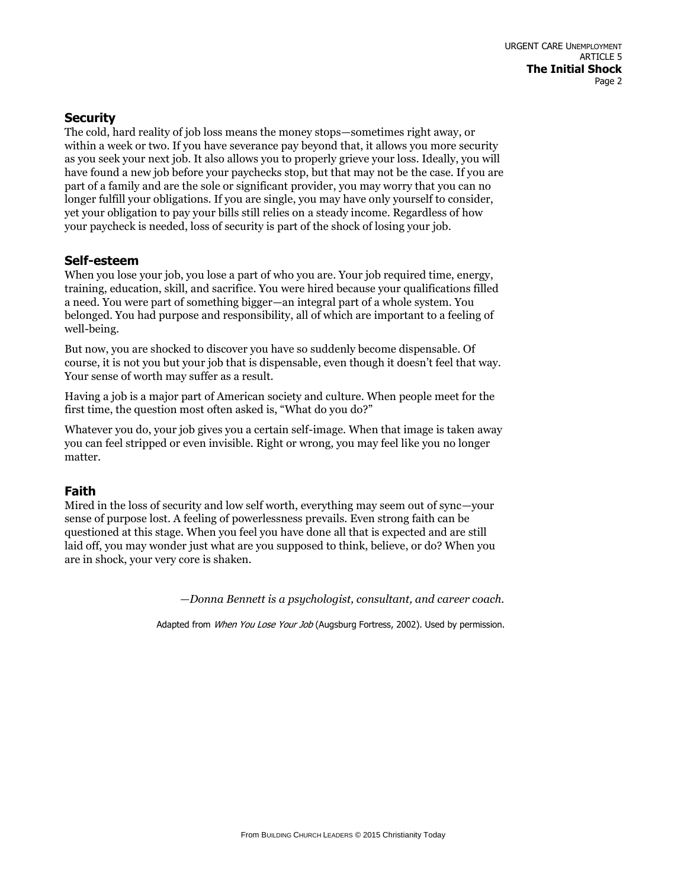## Security

The cold, hard reality of job loss means the money stops—sometimes right away, or within a week or two. If you have severance pay beyond that, it allows you more security as you seek your next job. It also allows you to properly grieve your loss. Ideally, you will have found a new job before your paychecks stop, but that may not be the case. If you are part of a family and are the sole or significant provider, you may worry that you can no longer fulfill your obligations. If you are single, you may have only yourself to consider, yet your obligation to pay your bills still relies on a steady income. Regardless of how your paycheck is needed, loss of security is part of the shock of losing your job.

## Self-esteem

When you lose your job, you lose a part of who you are. Your job required time, energy, training, education, skill, and sacrifice. You were hired because your qualifications filled a need. You were part of something bigger—an integral part of a whole system. You belonged. You had purpose and responsibility, all of which are important to a feeling of well-being.

But now, you are shocked to discover you have so suddenly become dispensable. Of course, it is not you but your job that is dispensable, even though it doesn't feel that way. Your sense of worth may suffer as a result.

Having a job is a major part of American society and culture. When people meet for the first time, the question most often asked is, "What do you do?"

Whatever you do, your job gives you a certain self-image. When that image is taken away you can feel stripped or even invisible. Right or wrong, you may feel like you no longer matter.

## Faith

Mired in the loss of security and low self worth, everything may seem out of sync—your sense of purpose lost. A feeling of powerlessness prevails. Even strong faith can be questioned at this stage. When you feel you have done all that is expected and are still laid off, you may wonder just what are you supposed to think, believe, or do? When you are in shock, your very core is shaken.

*—Donna Bennett is a psychologist, consultant, and career coach.*

Adapted from *When You Lose Your Job* (Augsburg Fortress, 2002). Used by permission.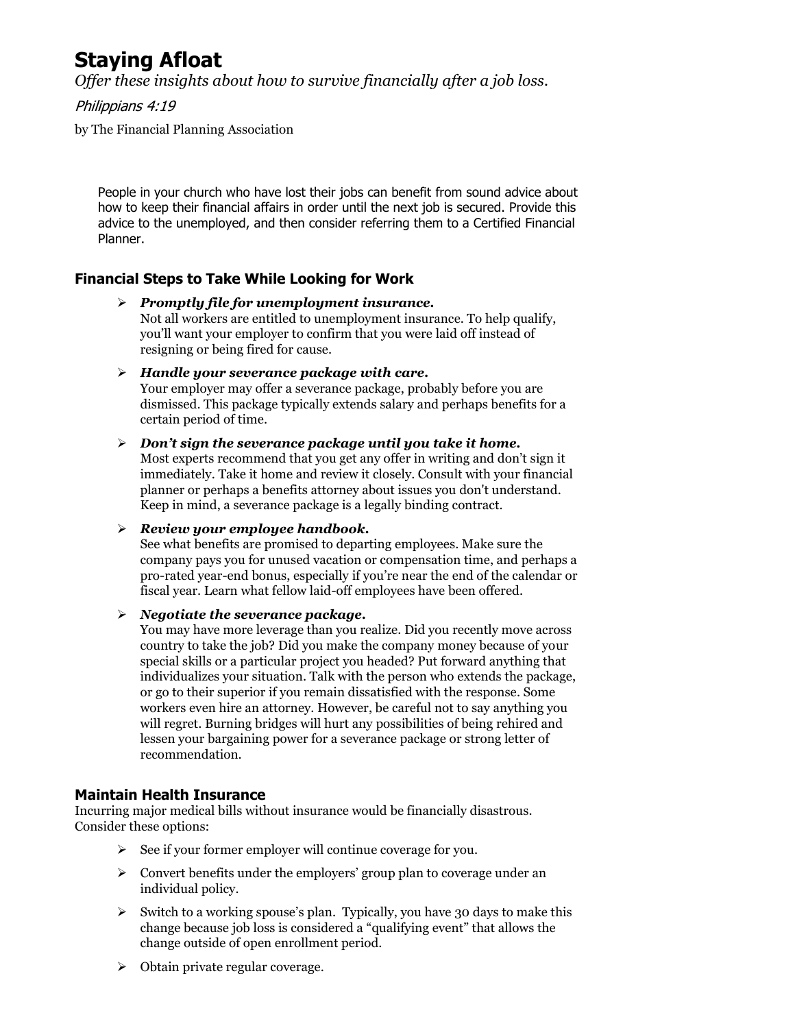# Staying Afloat

*Offer these insights about how to survive financially after a job loss.*

*Philippians 4:19*

by The Financial Planning Association

People in your church who have lost their jobs can benefit from sound advice about how to keep their financial affairs in order until the next job is secured. Provide this advice to the unemployed, and then consider referring them to a Certified Financial Planner.

### Financial Steps to Take While Looking for Work

- ***Promptly file for unemployment insurance.***
  Not all workers are entitled to unemployment insurance. To help qualify, you'll want your employer to confirm that you were laid off instead of resigning or being fired for cause.

- ***Handle your severance package with care.***
  Your employer may offer a severance package, probably before you are dismissed. This package typically extends salary and perhaps benefits for a certain period of time.

- ***Don't sign the severance package until you take it home.***
  Most experts recommend that you get any offer in writing and don't sign it immediately. Take it home and review it closely. Consult with your financial planner or perhaps a benefits attorney about issues you don't understand. Keep in mind, a severance package is a legally binding contract.

- ***Review your employee handbook.***
  See what benefits are promised to departing employees. Make sure the company pays you for unused vacation or compensation time, and perhaps a pro-rated year-end bonus, especially if you're near the end of the calendar or fiscal year. Learn what fellow laid-off employees have been offered.

- ***Negotiate the severance package.***
  You may have more leverage than you realize. Did you recently move across country to take the job? Did you make the company money because of your special skills or a particular project you headed? Put forward anything that individualizes your situation. Talk with the person who extends the package, or go to their superior if you remain dissatisfied with the response. Some workers even hire an attorney. However, be careful not to say anything you will regret. Burning bridges will hurt any possibilities of being rehired and lessen your bargaining power for a severance package or strong letter of recommendation.

### Maintain Health Insurance

Incurring major medical bills without insurance would be financially disastrous. Consider these options:

- See if your former employer will continue coverage for you.
- Convert benefits under the employers' group plan to coverage under an individual policy.
- Switch to a working spouse's plan. Typically, you have 30 days to make this change because job loss is considered a "qualifying event" that allows the change outside of open enrollment period.
- Obtain private regular coverage.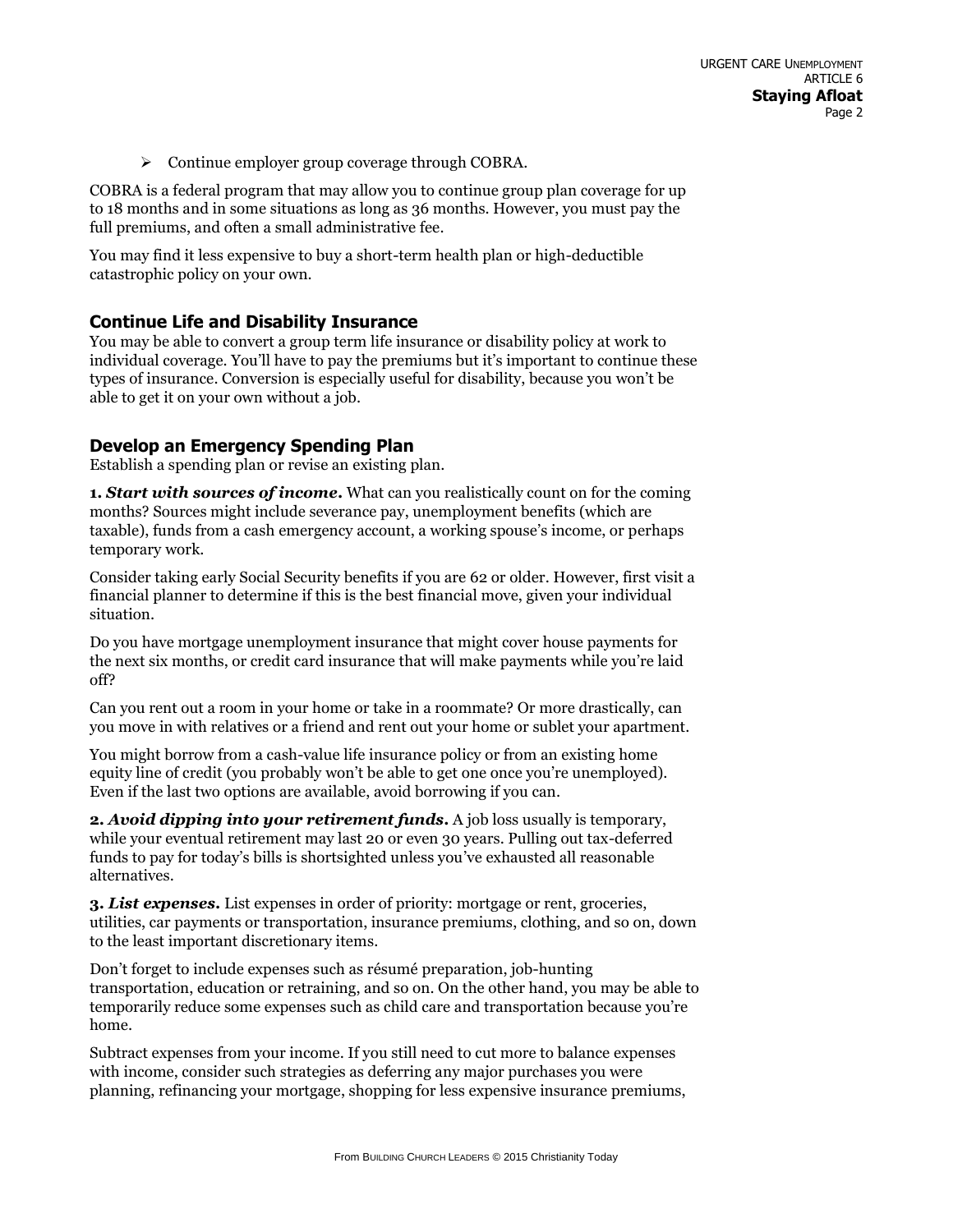- Continue employer group coverage through COBRA.

COBRA is a federal program that may allow you to continue group plan coverage for up to 18 months and in some situations as long as 36 months. However, you must pay the full premiums, and often a small administrative fee.

You may find it less expensive to buy a short-term health plan or high-deductible catastrophic policy on your own.

## Continue Life and Disability Insurance

You may be able to convert a group term life insurance or disability policy at work to individual coverage. You'll have to pay the premiums but it's important to continue these types of insurance. Conversion is especially useful for disability, because you won't be able to get it on your own without a job.

## Develop an Emergency Spending Plan

Establish a spending plan or revise an existing plan.

**1. *Start with sources of income.*** What can you realistically count on for the coming months? Sources might include severance pay, unemployment benefits (which are taxable), funds from a cash emergency account, a working spouse's income, or perhaps temporary work.

Consider taking early Social Security benefits if you are 62 or older. However, first visit a financial planner to determine if this is the best financial move, given your individual situation.

Do you have mortgage unemployment insurance that might cover house payments for the next six months, or credit card insurance that will make payments while you're laid off?

Can you rent out a room in your home or take in a roommate? Or more drastically, can you move in with relatives or a friend and rent out your home or sublet your apartment.

You might borrow from a cash-value life insurance policy or from an existing home equity line of credit (you probably won't be able to get one once you're unemployed). Even if the last two options are available, avoid borrowing if you can.

**2. *Avoid dipping into your retirement funds.*** A job loss usually is temporary, while your eventual retirement may last 20 or even 30 years. Pulling out tax-deferred funds to pay for today's bills is shortsighted unless you've exhausted all reasonable alternatives.

**3. *List expenses.*** List expenses in order of priority: mortgage or rent, groceries, utilities, car payments or transportation, insurance premiums, clothing, and so on, down to the least important discretionary items.

Don't forget to include expenses such as résumé preparation, job-hunting transportation, education or retraining, and so on. On the other hand, you may be able to temporarily reduce some expenses such as child care and transportation because you're home.

Subtract expenses from your income. If you still need to cut more to balance expenses with income, consider such strategies as deferring any major purchases you were planning, refinancing your mortgage, shopping for less expensive insurance premiums,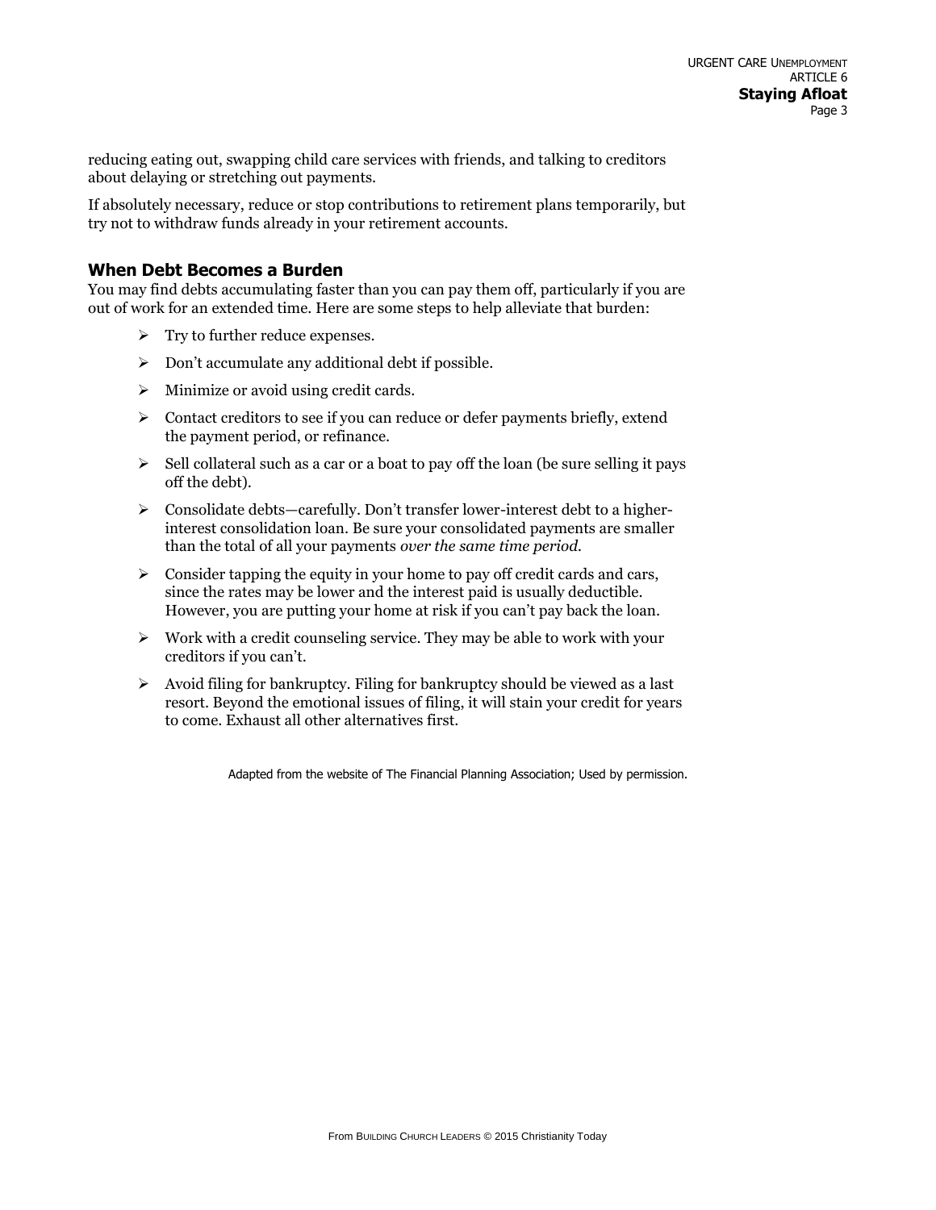reducing eating out, swapping child care services with friends, and talking to creditors about delaying or stretching out payments.

If absolutely necessary, reduce or stop contributions to retirement plans temporarily, but try not to withdraw funds already in your retirement accounts.

## When Debt Becomes a Burden

You may find debts accumulating faster than you can pay them off, particularly if you are out of work for an extended time. Here are some steps to help alleviate that burden:

- Try to further reduce expenses.
- Don't accumulate any additional debt if possible.
- Minimize or avoid using credit cards.
- Contact creditors to see if you can reduce or defer payments briefly, extend the payment period, or refinance.
- Sell collateral such as a car or a boat to pay off the loan (be sure selling it pays off the debt).
- Consolidate debts—carefully. Don't transfer lower-interest debt to a higher-interest consolidation loan. Be sure your consolidated payments are smaller than the total of all your payments *over the same time period.*
- Consider tapping the equity in your home to pay off credit cards and cars, since the rates may be lower and the interest paid is usually deductible. However, you are putting your home at risk if you can't pay back the loan.
- Work with a credit counseling service. They may be able to work with your creditors if you can't.
- Avoid filing for bankruptcy. Filing for bankruptcy should be viewed as a last resort. Beyond the emotional issues of filing, it will stain your credit for years to come. Exhaust all other alternatives first.

Adapted from the website of The Financial Planning Association; Used by permission.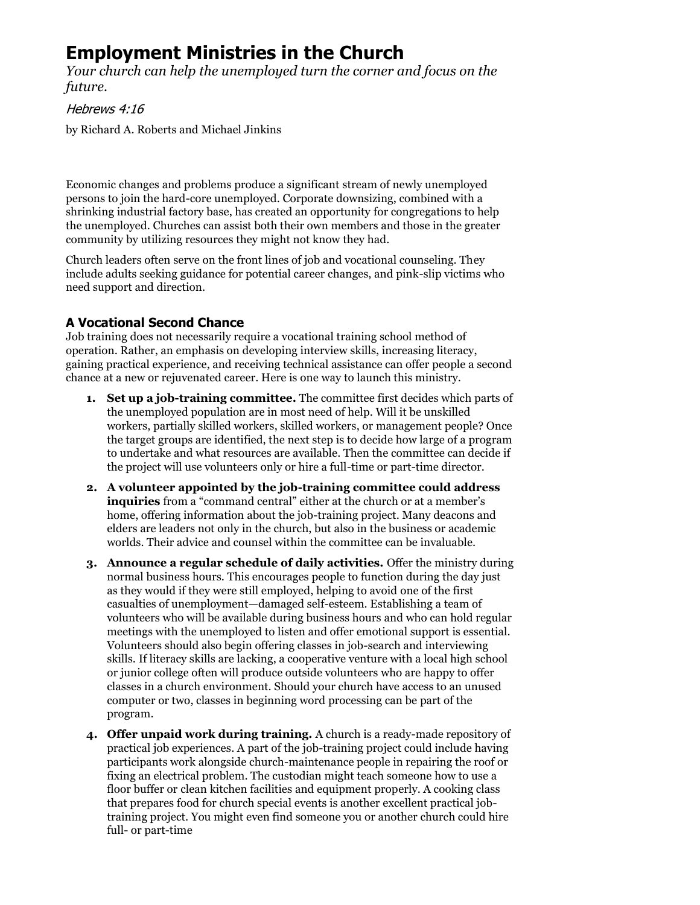# Employment Ministries in the Church

*Your church can help the unemployed turn the corner and focus on the future.*

*Hebrews 4:16*

by Richard A. Roberts and Michael Jinkins

Economic changes and problems produce a significant stream of newly unemployed persons to join the hard-core unemployed. Corporate downsizing, combined with a shrinking industrial factory base, has created an opportunity for congregations to help the unemployed. Churches can assist both their own members and those in the greater community by utilizing resources they might not know they had.

Church leaders often serve on the front lines of job and vocational counseling. They include adults seeking guidance for potential career changes, and pink-slip victims who need support and direction.

### A Vocational Second Chance

Job training does not necessarily require a vocational training school method of operation. Rather, an emphasis on developing interview skills, increasing literacy, gaining practical experience, and receiving technical assistance can offer people a second chance at a new or rejuvenated career. Here is one way to launch this ministry.

1. **Set up a job-training committee.** The committee first decides which parts of the unemployed population are in most need of help. Will it be unskilled workers, partially skilled workers, skilled workers, or management people? Once the target groups are identified, the next step is to decide how large of a program to undertake and what resources are available. Then the committee can decide if the project will use volunteers only or hire a full-time or part-time director.
2. **A volunteer appointed by the job-training committee could address inquiries** from a "command central" either at the church or at a member's home, offering information about the job-training project. Many deacons and elders are leaders not only in the church, but also in the business or academic worlds. Their advice and counsel within the committee can be invaluable.
3. **Announce a regular schedule of daily activities.** Offer the ministry during normal business hours. This encourages people to function during the day just as they would if they were still employed, helping to avoid one of the first casualties of unemployment—damaged self-esteem. Establishing a team of volunteers who will be available during business hours and who can hold regular meetings with the unemployed to listen and offer emotional support is essential. Volunteers should also begin offering classes in job-search and interviewing skills. If literacy skills are lacking, a cooperative venture with a local high school or junior college often will produce outside volunteers who are happy to offer classes in a church environment. Should your church have access to an unused computer or two, classes in beginning word processing can be part of the program.
4. **Offer unpaid work during training.** A church is a ready-made repository of practical job experiences. A part of the job-training project could include having participants work alongside church-maintenance people in repairing the roof or fixing an electrical problem. The custodian might teach someone how to use a floor buffer or clean kitchen facilities and equipment properly. A cooking class that prepares food for church special events is another excellent practical job-training project. You might even find someone you or another church could hire full- or part-time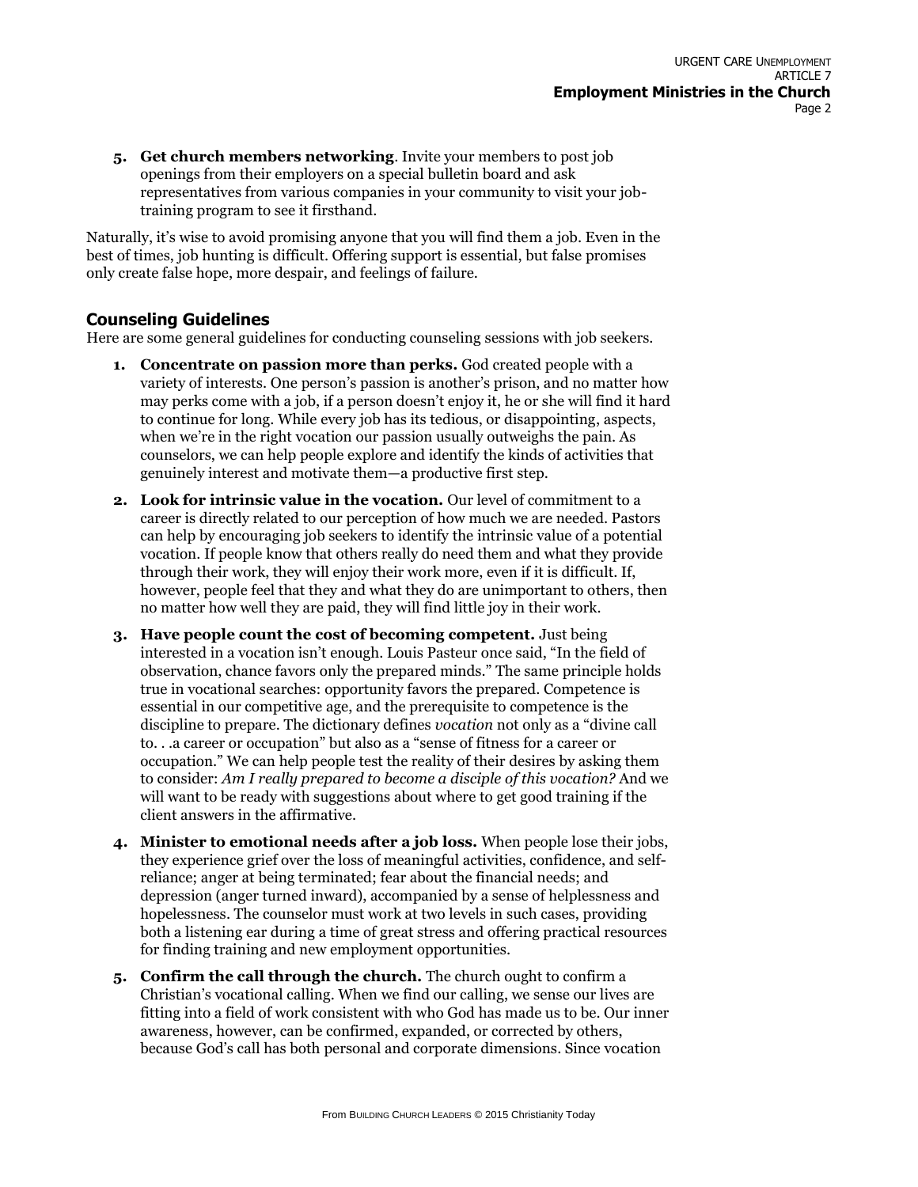5. **Get church members networking**. Invite your members to post job openings from their employers on a special bulletin board and ask representatives from various companies in your community to visit your job-training program to see it firsthand.

Naturally, it's wise to avoid promising anyone that you will find them a job. Even in the best of times, job hunting is difficult. Offering support is essential, but false promises only create false hope, more despair, and feelings of failure.

## Counseling Guidelines

Here are some general guidelines for conducting counseling sessions with job seekers.

1. **Concentrate on passion more than perks.** God created people with a variety of interests. One person's passion is another's prison, and no matter how may perks come with a job, if a person doesn't enjoy it, he or she will find it hard to continue for long. While every job has its tedious, or disappointing, aspects, when we're in the right vocation our passion usually outweighs the pain. As counselors, we can help people explore and identify the kinds of activities that genuinely interest and motivate them—a productive first step.

2. **Look for intrinsic value in the vocation.** Our level of commitment to a career is directly related to our perception of how much we are needed. Pastors can help by encouraging job seekers to identify the intrinsic value of a potential vocation. If people know that others really do need them and what they provide through their work, they will enjoy their work more, even if it is difficult. If, however, people feel that they and what they do are unimportant to others, then no matter how well they are paid, they will find little joy in their work.

3. **Have people count the cost of becoming competent.** Just being interested in a vocation isn't enough. Louis Pasteur once said, "In the field of observation, chance favors only the prepared minds." The same principle holds true in vocational searches: opportunity favors the prepared. Competence is essential in our competitive age, and the prerequisite to competence is the discipline to prepare. The dictionary defines *vocation* not only as a "divine call to. . .a career or occupation" but also as a "sense of fitness for a career or occupation." We can help people test the reality of their desires by asking them to consider: *Am I really prepared to become a disciple of this vocation?* And we will want to be ready with suggestions about where to get good training if the client answers in the affirmative.

4. **Minister to emotional needs after a job loss.** When people lose their jobs, they experience grief over the loss of meaningful activities, confidence, and self-reliance; anger at being terminated; fear about the financial needs; and depression (anger turned inward), accompanied by a sense of helplessness and hopelessness. The counselor must work at two levels in such cases, providing both a listening ear during a time of great stress and offering practical resources for finding training and new employment opportunities.

5. **Confirm the call through the church.** The church ought to confirm a Christian's vocational calling. When we find our calling, we sense our lives are fitting into a field of work consistent with who God has made us to be. Our inner awareness, however, can be confirmed, expanded, or corrected by others, because God's call has both personal and corporate dimensions. Since vocation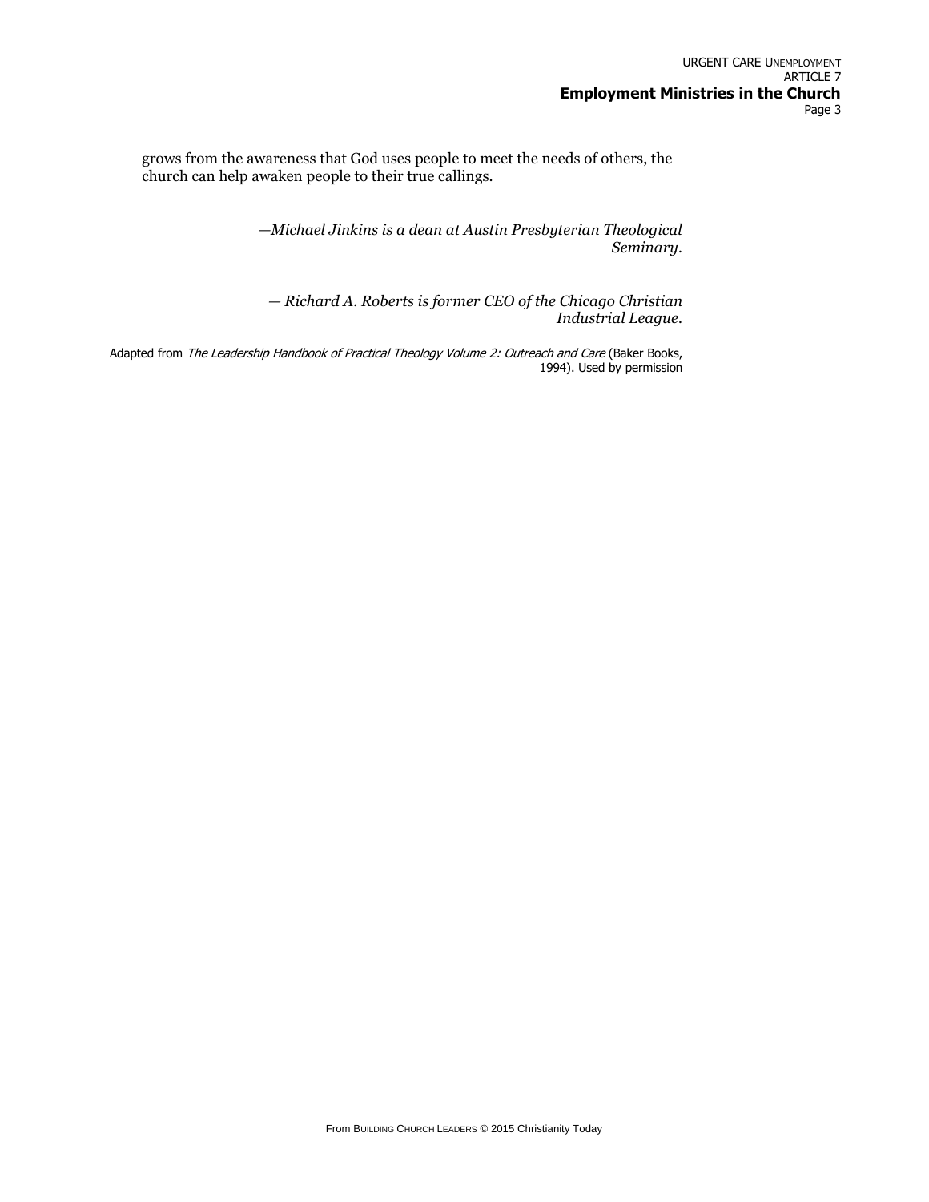grows from the awareness that God uses people to meet the needs of others, the church can help awaken people to their true callings.

*—Michael Jinkins is a dean at Austin Presbyterian Theological Seminary.*

*— Richard A. Roberts is former CEO of the Chicago Christian Industrial League.*

Adapted from *The Leadership Handbook of Practical Theology Volume 2: Outreach and Care* (Baker Books, 1994). Used by permission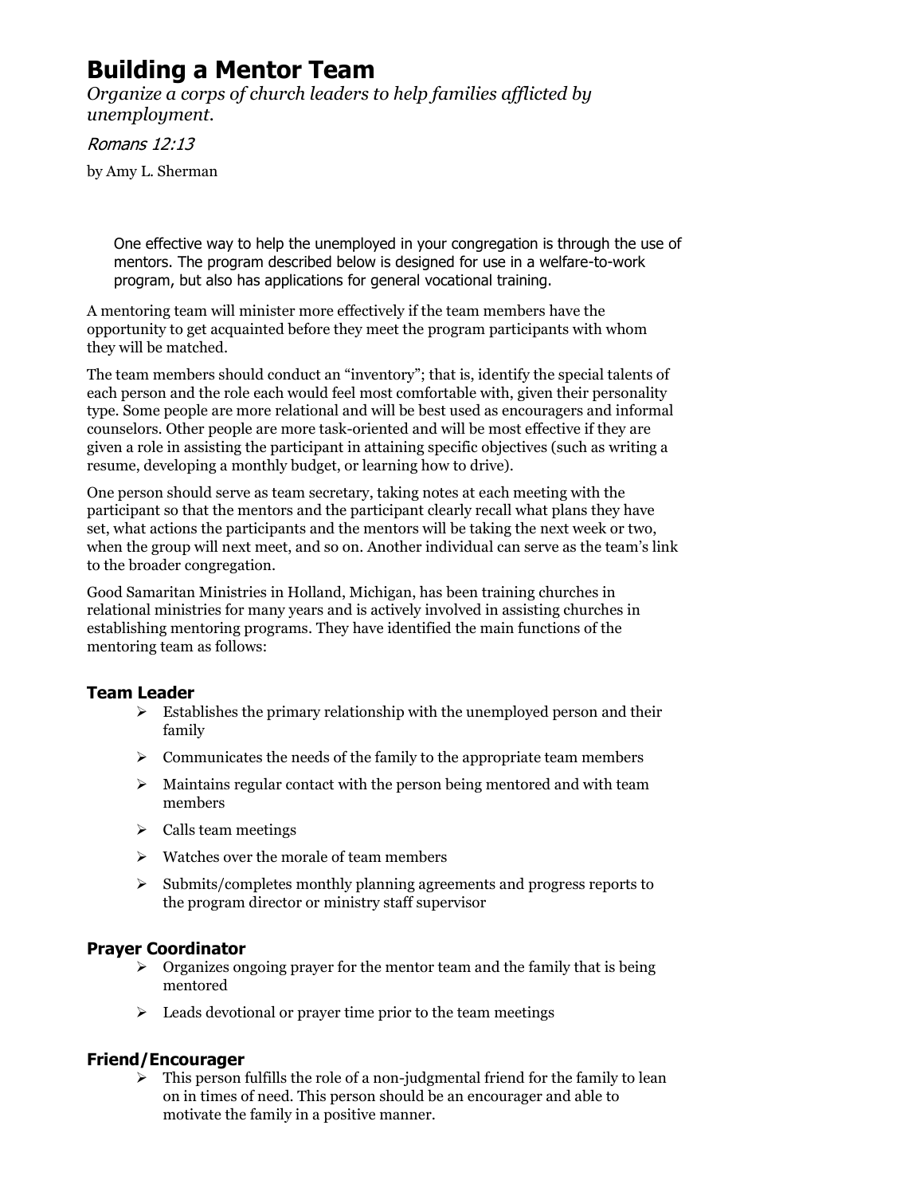# Building a Mentor Team

*Organize a corps of church leaders to help families afflicted by unemployment.*

*Romans 12:13*

by Amy L. Sherman

> One effective way to help the unemployed in your congregation is through the use of mentors. The program described below is designed for use in a welfare-to-work program, but also has applications for general vocational training.

A mentoring team will minister more effectively if the team members have the opportunity to get acquainted before they meet the program participants with whom they will be matched.

The team members should conduct an "inventory"; that is, identify the special talents of each person and the role each would feel most comfortable with, given their personality type. Some people are more relational and will be best used as encouragers and informal counselors. Other people are more task-oriented and will be most effective if they are given a role in assisting the participant in attaining specific objectives (such as writing a resume, developing a monthly budget, or learning how to drive).

One person should serve as team secretary, taking notes at each meeting with the participant so that the mentors and the participant clearly recall what plans they have set, what actions the participants and the mentors will be taking the next week or two, when the group will next meet, and so on. Another individual can serve as the team's link to the broader congregation.

Good Samaritan Ministries in Holland, Michigan, has been training churches in relational ministries for many years and is actively involved in assisting churches in establishing mentoring programs. They have identified the main functions of the mentoring team as follows:

### Team Leader

- Establishes the primary relationship with the unemployed person and their family
- Communicates the needs of the family to the appropriate team members
- Maintains regular contact with the person being mentored and with team members
- Calls team meetings
- Watches over the morale of team members
- Submits/completes monthly planning agreements and progress reports to the program director or ministry staff supervisor

### Prayer Coordinator

- Organizes ongoing prayer for the mentor team and the family that is being mentored
- Leads devotional or prayer time prior to the team meetings

### Friend/Encourager

- This person fulfills the role of a non-judgmental friend for the family to lean on in times of need. This person should be an encourager and able to motivate the family in a positive manner.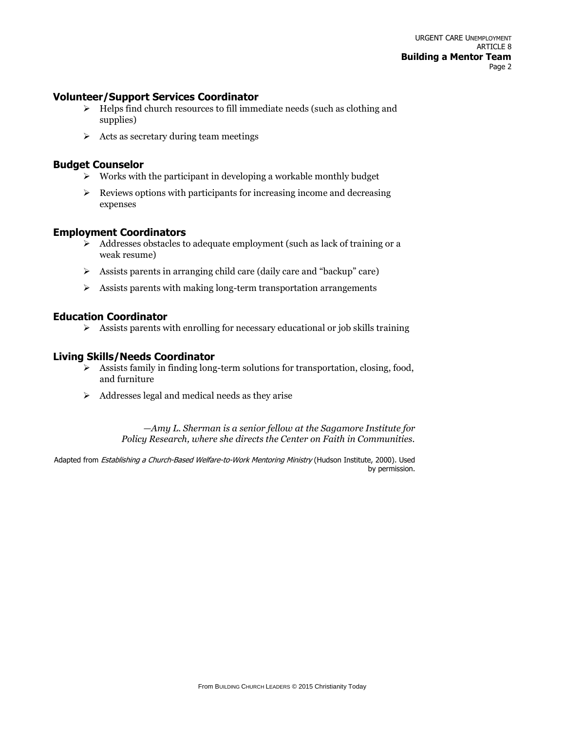### Volunteer/Support Services Coordinator

- Helps find church resources to fill immediate needs (such as clothing and supplies)
- Acts as secretary during team meetings

### Budget Counselor

- Works with the participant in developing a workable monthly budget
- Reviews options with participants for increasing income and decreasing expenses

### Employment Coordinators

- Addresses obstacles to adequate employment (such as lack of training or a weak resume)
- Assists parents in arranging child care (daily care and "backup" care)
- Assists parents with making long-term transportation arrangements

### Education Coordinator

- Assists parents with enrolling for necessary educational or job skills training

### Living Skills/Needs Coordinator

- Assists family in finding long-term solutions for transportation, closing, food, and furniture
- Addresses legal and medical needs as they arise

*—Amy L. Sherman is a senior fellow at the Sagamore Institute for Policy Research, where she directs the Center on Faith in Communities.*

Adapted from *Establishing a Church-Based Welfare-to-Work Mentoring Ministry* (Hudson Institute, 2000). Used by permission.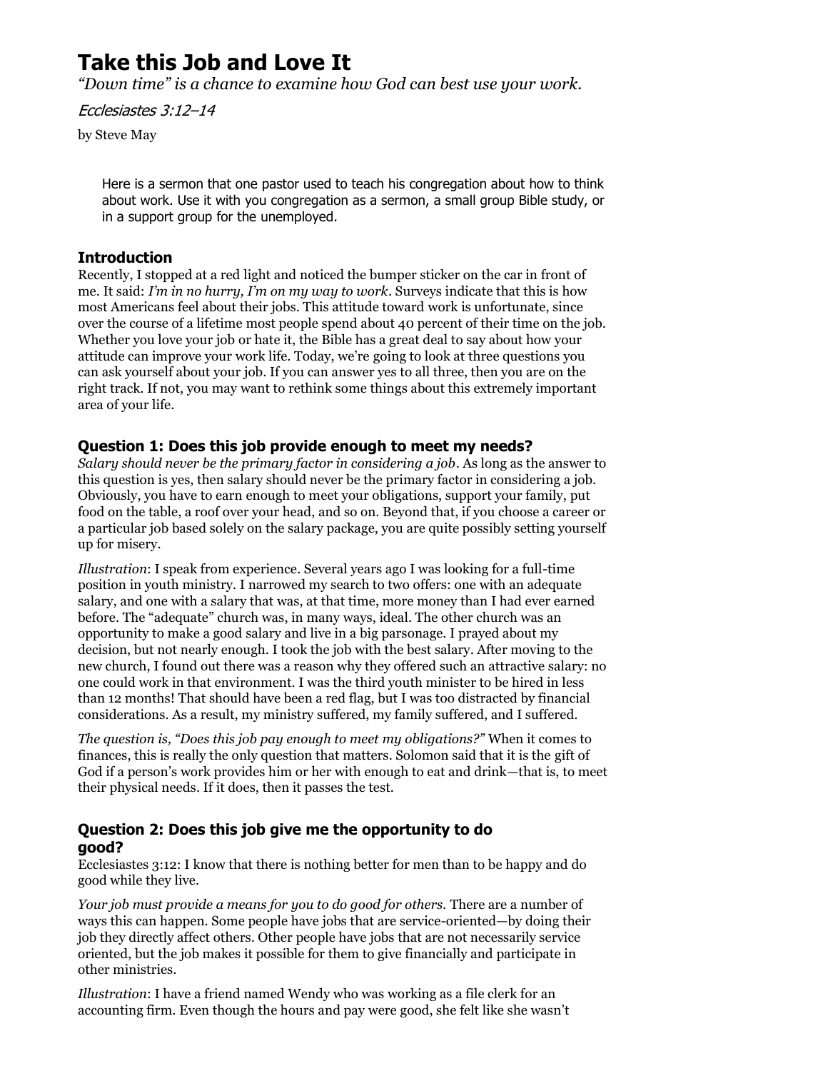# Take this Job and Love It

*"Down time" is a chance to examine how God can best use your work.*

*Ecclesiastes 3:12–14*

by Steve May

> Here is a sermon that one pastor used to teach his congregation about how to think about work. Use it with you congregation as a sermon, a small group Bible study, or in a support group for the unemployed.

### Introduction

Recently, I stopped at a red light and noticed the bumper sticker on the car in front of me. It said: *I'm in no hurry, I'm on my way to work*. Surveys indicate that this is how most Americans feel about their jobs. This attitude toward work is unfortunate, since over the course of a lifetime most people spend about 40 percent of their time on the job. Whether you love your job or hate it, the Bible has a great deal to say about how your attitude can improve your work life. Today, we're going to look at three questions you can ask yourself about your job. If you can answer yes to all three, then you are on the right track. If not, you may want to rethink some things about this extremely important area of your life.

### Question 1: Does this job provide enough to meet my needs?

*Salary should never be the primary factor in considering a job*. As long as the answer to this question is yes, then salary should never be the primary factor in considering a job. Obviously, you have to earn enough to meet your obligations, support your family, put food on the table, a roof over your head, and so on. Beyond that, if you choose a career or a particular job based solely on the salary package, you are quite possibly setting yourself up for misery.

*Illustration*: I speak from experience. Several years ago I was looking for a full-time position in youth ministry. I narrowed my search to two offers: one with an adequate salary, and one with a salary that was, at that time, more money than I had ever earned before. The "adequate" church was, in many ways, ideal. The other church was an opportunity to make a good salary and live in a big parsonage. I prayed about my decision, but not nearly enough. I took the job with the best salary. After moving to the new church, I found out there was a reason why they offered such an attractive salary: no one could work in that environment. I was the third youth minister to be hired in less than 12 months! That should have been a red flag, but I was too distracted by financial considerations. As a result, my ministry suffered, my family suffered, and I suffered.

*The question is, "Does this job pay enough to meet my obligations?"* When it comes to finances, this is really the only question that matters. Solomon said that it is the gift of God if a person's work provides him or her with enough to eat and drink—that is, to meet their physical needs. If it does, then it passes the test.

### Question 2: Does this job give me the opportunity to do good?

Ecclesiastes 3:12: I know that there is nothing better for men than to be happy and do good while they live.

*Your job must provide a means for you to do good for others.* There are a number of ways this can happen. Some people have jobs that are service-oriented—by doing their job they directly affect others. Other people have jobs that are not necessarily service oriented, but the job makes it possible for them to give financially and participate in other ministries.

*Illustration*: I have a friend named Wendy who was working as a file clerk for an accounting firm. Even though the hours and pay were good, she felt like she wasn't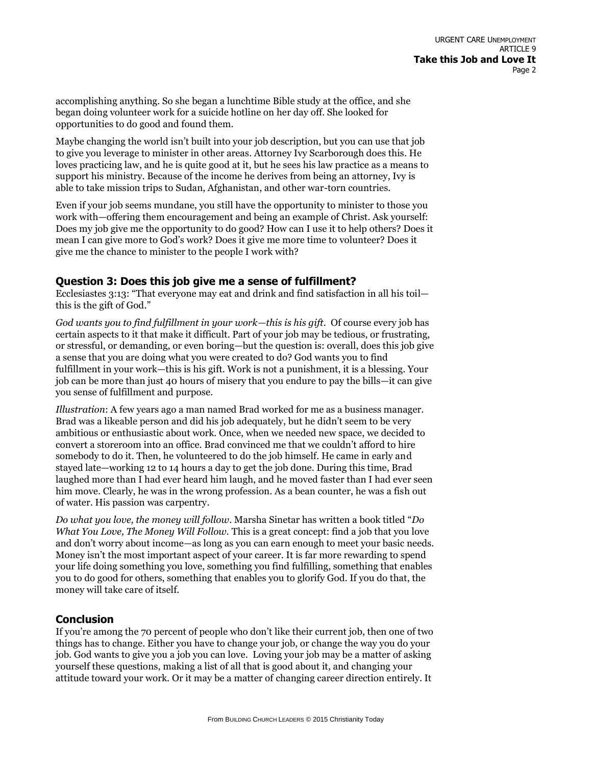accomplishing anything. So she began a lunchtime Bible study at the office, and she began doing volunteer work for a suicide hotline on her day off. She looked for opportunities to do good and found them.

Maybe changing the world isn't built into your job description, but you can use that job to give you leverage to minister in other areas. Attorney Ivy Scarborough does this. He loves practicing law, and he is quite good at it, but he sees his law practice as a means to support his ministry. Because of the income he derives from being an attorney, Ivy is able to take mission trips to Sudan, Afghanistan, and other war-torn countries.

Even if your job seems mundane, you still have the opportunity to minister to those you work with—offering them encouragement and being an example of Christ. Ask yourself: Does my job give me the opportunity to do good? How can I use it to help others? Does it mean I can give more to God's work? Does it give me more time to volunteer? Does it give me the chance to minister to the people I work with?

### Question 3: Does this job give me a sense of fulfillment?

Ecclesiastes 3:13: "That everyone may eat and drink and find satisfaction in all his toil—this is the gift of God."

*God wants you to find fulfillment in your work—this is his gift*. Of course every job has certain aspects to it that make it difficult. Part of your job may be tedious, or frustrating, or stressful, or demanding, or even boring—but the question is: overall, does this job give a sense that you are doing what you were created to do? God wants you to find fulfillment in your work—this is his gift. Work is not a punishment, it is a blessing. Your job can be more than just 40 hours of misery that you endure to pay the bills—it can give you sense of fulfillment and purpose.

*Illustration*: A few years ago a man named Brad worked for me as a business manager. Brad was a likeable person and did his job adequately, but he didn't seem to be very ambitious or enthusiastic about work. Once, when we needed new space, we decided to convert a storeroom into an office. Brad convinced me that we couldn't afford to hire somebody to do it. Then, he volunteered to do the job himself. He came in early and stayed late—working 12 to 14 hours a day to get the job done. During this time, Brad laughed more than I had ever heard him laugh, and he moved faster than I had ever seen him move. Clearly, he was in the wrong profession. As a bean counter, he was a fish out of water. His passion was carpentry.

*Do what you love, the money will follow*. Marsha Sinetar has written a book titled "*Do What You Love, The Money Will Follow*. This is a great concept: find a job that you love and don't worry about income—as long as you can earn enough to meet your basic needs. Money isn't the most important aspect of your career. It is far more rewarding to spend your life doing something you love, something you find fulfilling, something that enables you to do good for others, something that enables you to glorify God. If you do that, the money will take care of itself.

### Conclusion

If you're among the 70 percent of people who don't like their current job, then one of two things has to change. Either you have to change your job, or change the way you do your job. God wants to give you a job you can love. Loving your job may be a matter of asking yourself these questions, making a list of all that is good about it, and changing your attitude toward your work. Or it may be a matter of changing career direction entirely. It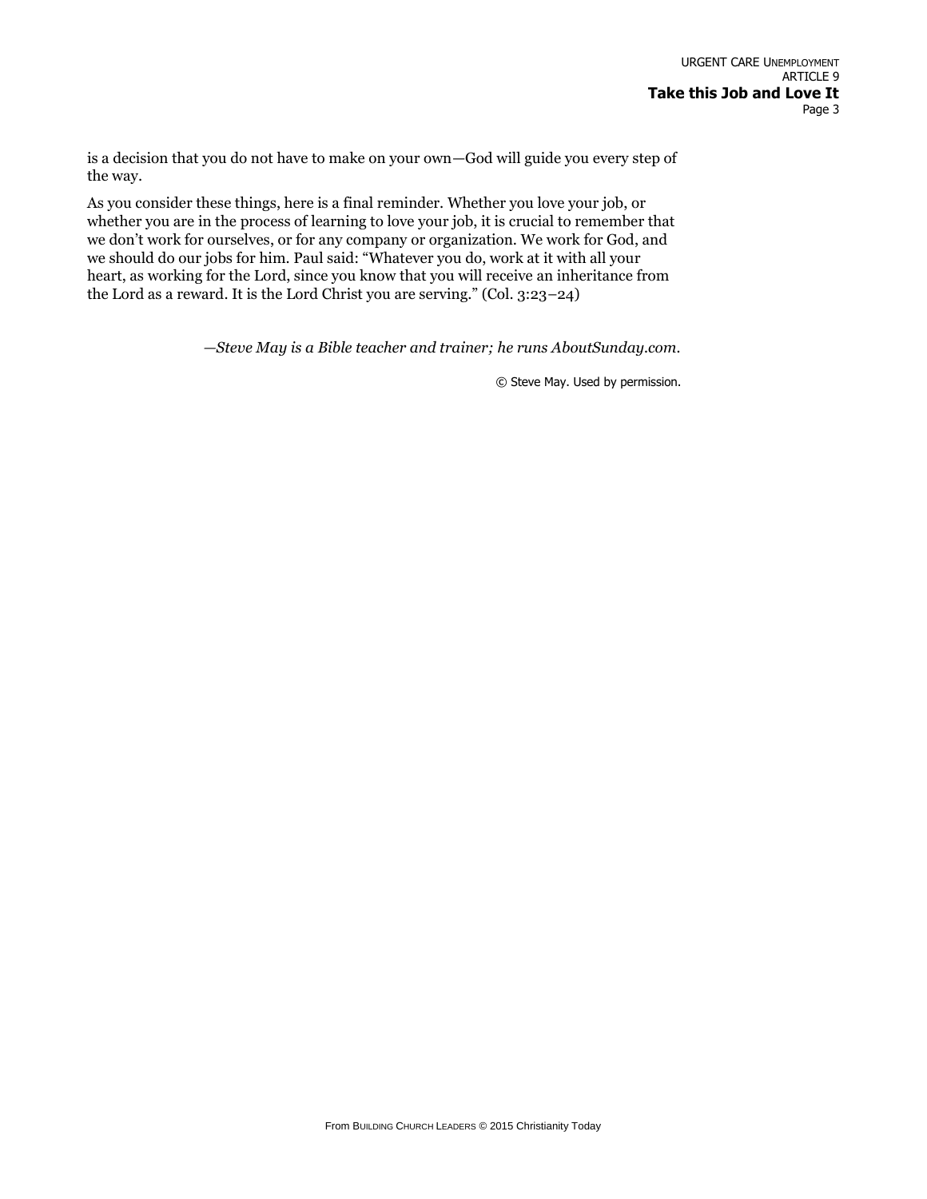is a decision that you do not have to make on your own—God will guide you every step of the way.

As you consider these things, here is a final reminder. Whether you love your job, or whether you are in the process of learning to love your job, it is crucial to remember that we don't work for ourselves, or for any company or organization. We work for God, and we should do our jobs for him. Paul said: "Whatever you do, work at it with all your heart, as working for the Lord, since you know that you will receive an inheritance from the Lord as a reward. It is the Lord Christ you are serving." (Col. 3:23–24)

*—Steve May is a Bible teacher and trainer; he runs AboutSunday.com.*

© Steve May. Used by permission.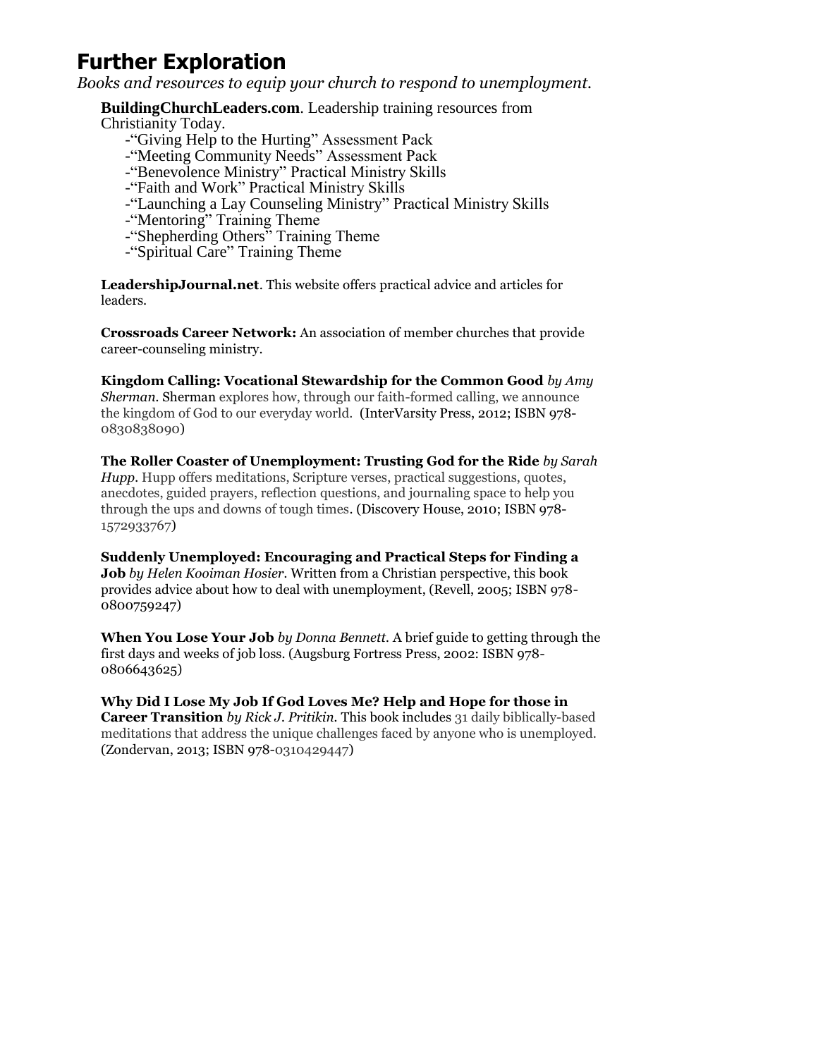# Further Exploration

*Books and resources to equip your church to respond to unemployment.*

**BuildingChurchLeaders.com**. Leadership training resources from Christianity Today.

- -"Giving Help to the Hurting" Assessment Pack
- -"Meeting Community Needs" Assessment Pack
- -"Benevolence Ministry" Practical Ministry Skills
- -"Faith and Work" Practical Ministry Skills
- -"Launching a Lay Counseling Ministry" Practical Ministry Skills
- -"Mentoring" Training Theme
- -"Shepherding Others" Training Theme
- -"Spiritual Care" Training Theme

**LeadershipJournal.net**. This website offers practical advice and articles for leaders.

**Crossroads Career Network:** An association of member churches that provide career-counseling ministry.

**Kingdom Calling: Vocational Stewardship for the Common Good** *by Amy Sherman.* Sherman explores how, through our faith-formed calling, we announce the kingdom of God to our everyday world. (InterVarsity Press, 2012; ISBN 978-0830838090)

**The Roller Coaster of Unemployment: Trusting God for the Ride** *by Sarah Hupp.* Hupp offers meditations, Scripture verses, practical suggestions, quotes, anecdotes, guided prayers, reflection questions, and journaling space to help you through the ups and downs of tough times. (Discovery House, 2010; ISBN 978-1572933767)

**Suddenly Unemployed: Encouraging and Practical Steps for Finding a Job** *by Helen Kooiman Hosier.* Written from a Christian perspective, this book provides advice about how to deal with unemployment, (Revell, 2005; ISBN 978-0800759247)

**When You Lose Your Job** *by Donna Bennett.* A brief guide to getting through the first days and weeks of job loss. (Augsburg Fortress Press, 2002: ISBN 978-0806643625)

**Why Did I Lose My Job If God Loves Me? Help and Hope for those in Career Transition** *by Rick J. Pritikin.* This book includes 31 daily biblically-based meditations that address the unique challenges faced by anyone who is unemployed. (Zondervan, 2013; ISBN 978-0310429447)